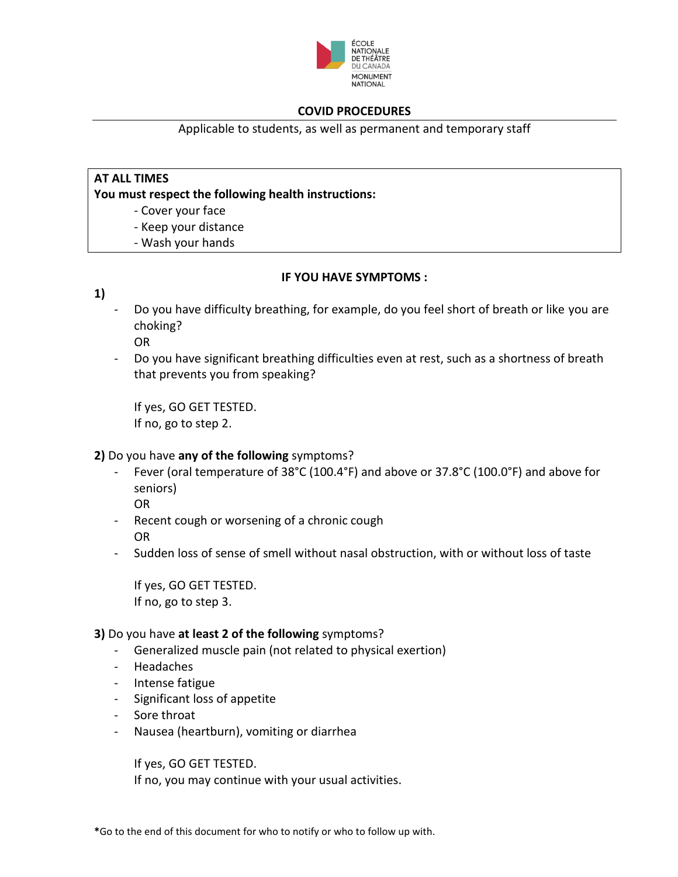ÉCOLE NATIONALE DE THÉÂTRE DU CANADA
MONUMENT NATIONAL

# COVID PROCEDURES

Applicable to students, as well as permanent and temporary staff

**AT ALL TIMES**
**You must respect the following health instructions:**

- Cover your face
- Keep your distance
- Wash your hands

## IF YOU HAVE SYMPTOMS :

**1)**

- Do you have difficulty breathing, for example, do you feel short of breath or like you are choking?
  OR
- Do you have significant breathing difficulties even at rest, such as a shortness of breath that prevents you from speaking?

  If yes, GO GET TESTED.
  If no, go to step 2.

**2)** Do you have **any of the following** symptoms?

- Fever (oral temperature of 38°C (100.4°F) and above or 37.8°C (100.0°F) and above for seniors)
  OR
- Recent cough or worsening of a chronic cough
  OR
- Sudden loss of sense of smell without nasal obstruction, with or without loss of taste

  If yes, GO GET TESTED.
  If no, go to step 3.

**3)** Do you have **at least 2 of the following** symptoms?

- Generalized muscle pain (not related to physical exertion)
- Headaches
- Intense fatigue
- Significant loss of appetite
- Sore throat
- Nausea (heartburn), vomiting or diarrhea

  If yes, GO GET TESTED.
  If no, you may continue with your usual activities.

**\***Go to the end of this document for who to notify or who to follow up with.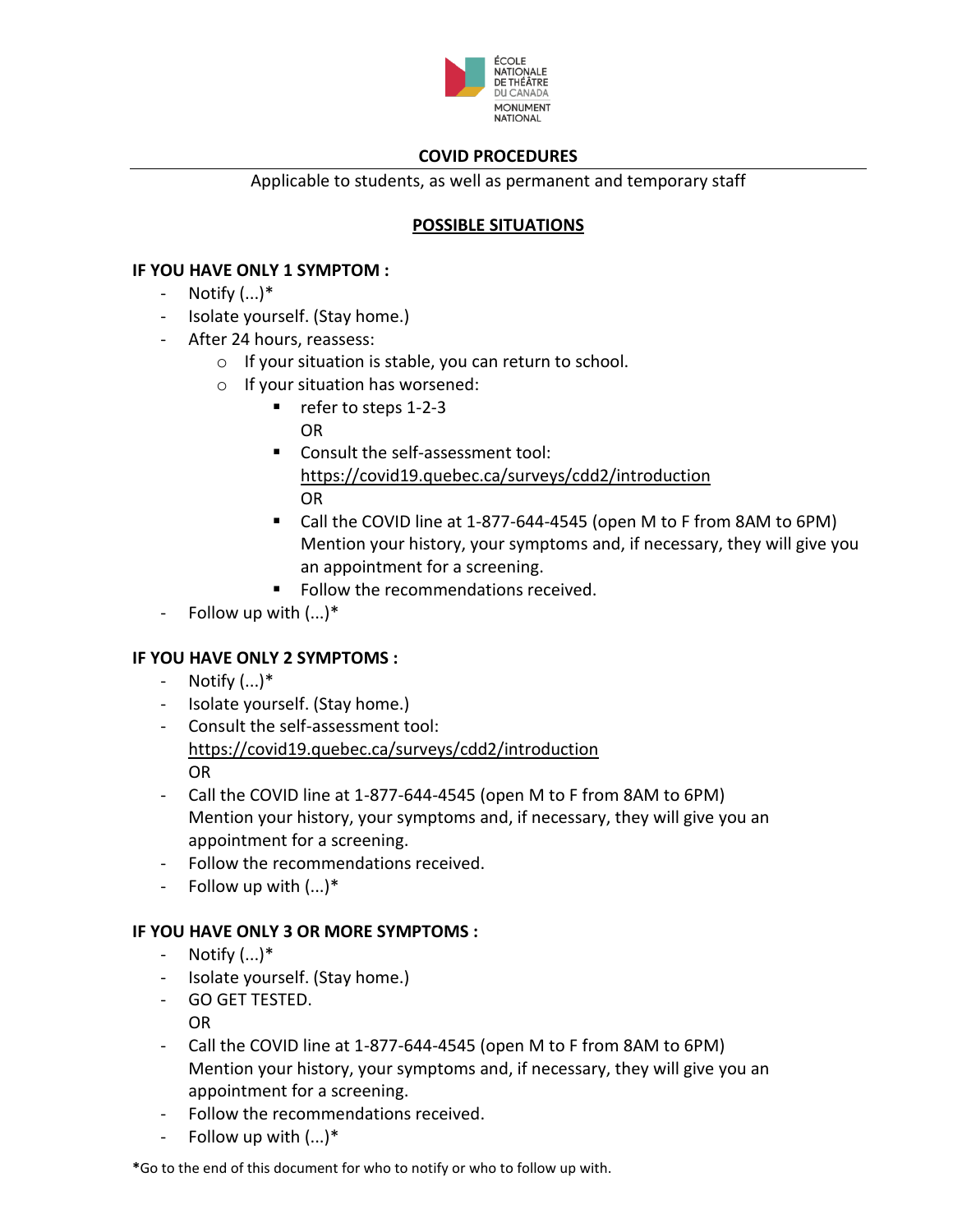ÉCOLE NATIONALE DE THÉÂTRE DU CANADA
MONUMENT NATIONAL

**COVID PROCEDURES**

Applicable to students, as well as permanent and temporary staff

## POSSIBLE SITUATIONS

### IF YOU HAVE ONLY 1 SYMPTOM :

- Notify (...)*
- Isolate yourself. (Stay home.)
- After 24 hours, reassess:
  - If your situation is stable, you can return to school.
  - If your situation has worsened:
    - refer to steps 1-2-3
      OR
    - Consult the self-assessment tool:
      https://covid19.quebec.ca/surveys/cdd2/introduction
      OR
    - Call the COVID line at 1-877-644-4545 (open M to F from 8AM to 6PM)
      Mention your history, your symptoms and, if necessary, they will give you an appointment for a screening.
    - Follow the recommendations received.
- Follow up with (...)*

### IF YOU HAVE ONLY 2 SYMPTOMS :

- Notify (...)*
- Isolate yourself. (Stay home.)
- Consult the self-assessment tool:
  https://covid19.quebec.ca/surveys/cdd2/introduction
  OR
- Call the COVID line at 1-877-644-4545 (open M to F from 8AM to 6PM)
  Mention your history, your symptoms and, if necessary, they will give you an appointment for a screening.
- Follow the recommendations received.
- Follow up with (...)*

### IF YOU HAVE ONLY 3 OR MORE SYMPTOMS :

- Notify (...)*
- Isolate yourself. (Stay home.)
- GO GET TESTED.
  OR
- Call the COVID line at 1-877-644-4545 (open M to F from 8AM to 6PM)
  Mention your history, your symptoms and, if necessary, they will give you an appointment for a screening.
- Follow the recommendations received.
- Follow up with (...)*

**\***Go to the end of this document for who to notify or who to follow up with.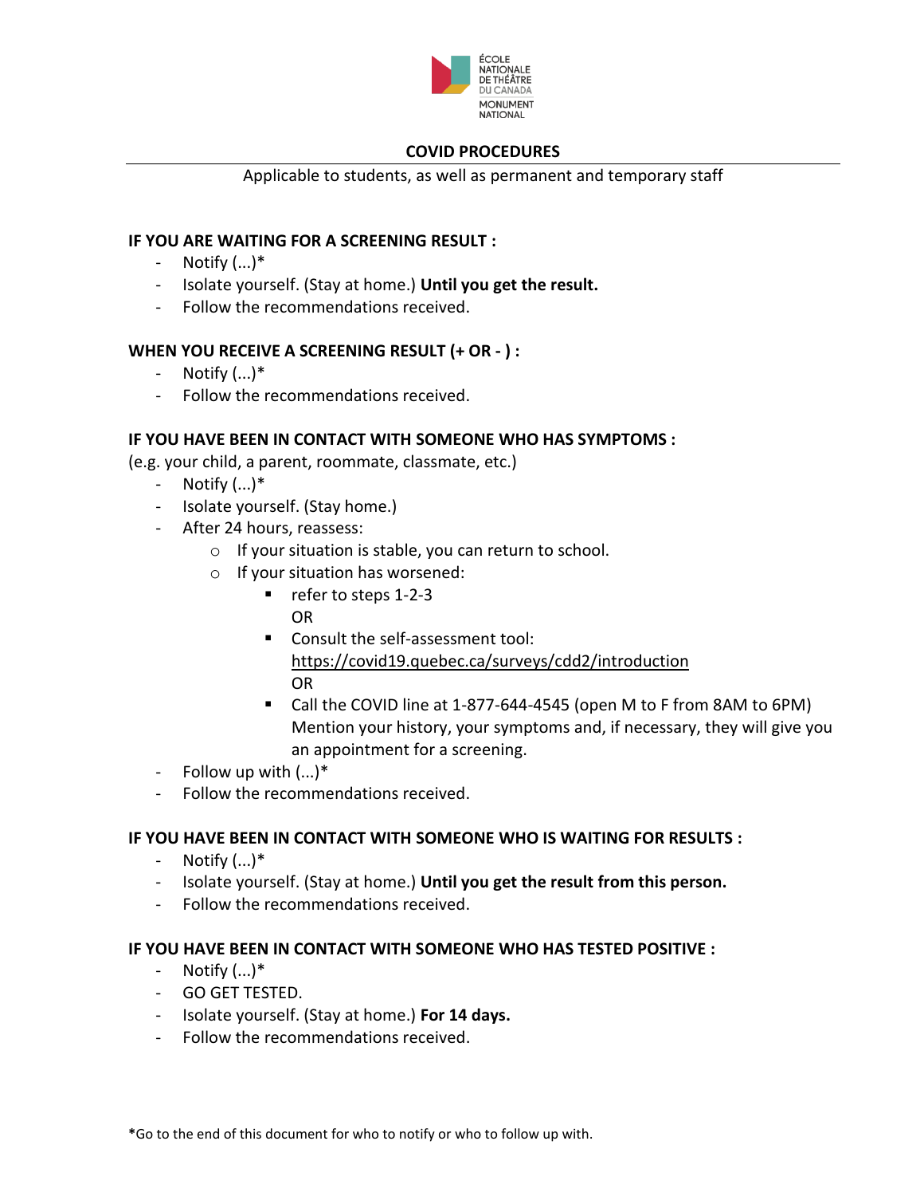ÉCOLE NATIONALE DE THÉÂTRE DU CANADA
MONUMENT NATIONAL

# COVID PROCEDURES

Applicable to students, as well as permanent and temporary staff

**IF YOU ARE WAITING FOR A SCREENING RESULT :**

- Notify (...)*
- Isolate yourself. (Stay at home.) **Until you get the result.**
- Follow the recommendations received.

**WHEN YOU RECEIVE A SCREENING RESULT (+ OR - ) :**

- Notify (...)*
- Follow the recommendations received.

**IF YOU HAVE BEEN IN CONTACT WITH SOMEONE WHO HAS SYMPTOMS :**

(e.g. your child, a parent, roommate, classmate, etc.)

- Notify (...)*
- Isolate yourself. (Stay home.)
- After 24 hours, reassess:
  - If your situation is stable, you can return to school.
  - If your situation has worsened:
    - refer to steps 1-2-3
      OR
    - Consult the self-assessment tool: https://covid19.quebec.ca/surveys/cdd2/introduction
      OR
    - Call the COVID line at 1-877-644-4545 (open M to F from 8AM to 6PM) Mention your history, your symptoms and, if necessary, they will give you an appointment for a screening.
- Follow up with (...)*
- Follow the recommendations received.

**IF YOU HAVE BEEN IN CONTACT WITH SOMEONE WHO IS WAITING FOR RESULTS :**

- Notify (...)*
- Isolate yourself. (Stay at home.) **Until you get the result from this person.**
- Follow the recommendations received.

**IF YOU HAVE BEEN IN CONTACT WITH SOMEONE WHO HAS TESTED POSITIVE :**

- Notify (...)*
- GO GET TESTED.
- Isolate yourself. (Stay at home.) **For 14 days.**
- Follow the recommendations received.

**\***Go to the end of this document for who to notify or who to follow up with.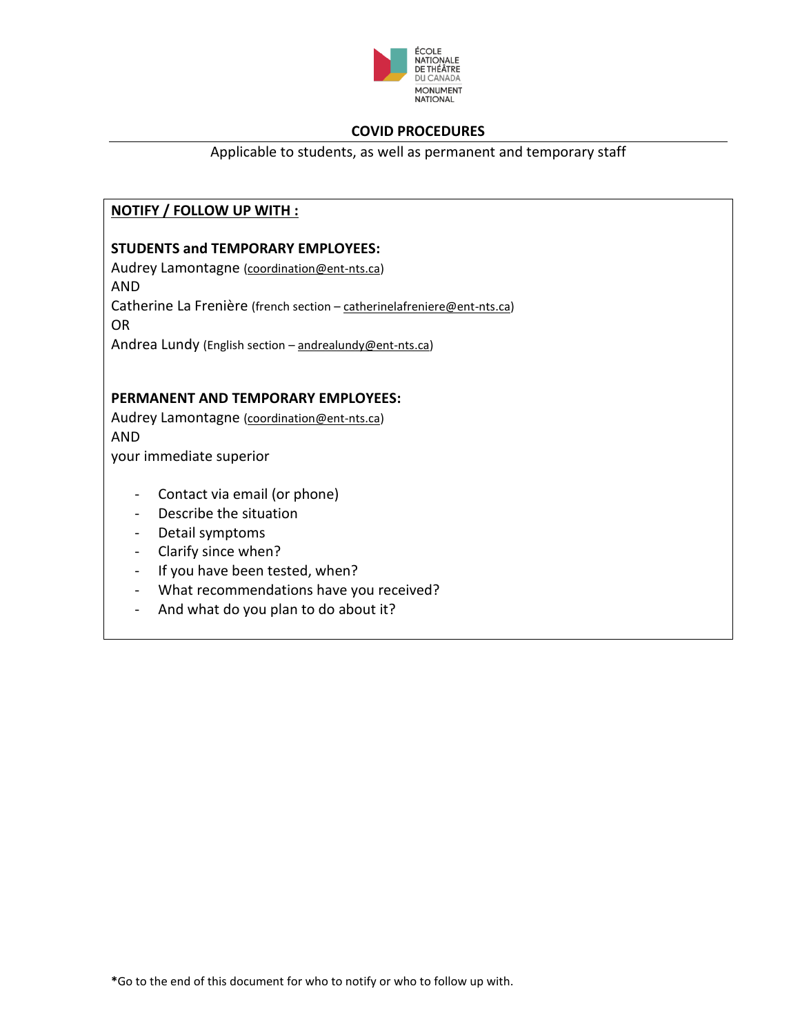ÉCOLE NATIONALE DE THÉÂTRE DU CANADA
MONUMENT NATIONAL

## COVID PROCEDURES

Applicable to students, as well as permanent and temporary staff

**NOTIFY / FOLLOW UP WITH :**

**STUDENTS and TEMPORARY EMPLOYEES:**

Audrey Lamontagne (coordination@ent-nts.ca)
AND
Catherine La Frenière (french section – catherinelafreniere@ent-nts.ca)
OR
Andrea Lundy (English section – andrealundy@ent-nts.ca)

**PERMANENT AND TEMPORARY EMPLOYEES:**

Audrey Lamontagne (coordination@ent-nts.ca)
AND
your immediate superior

- Contact via email (or phone)
- Describe the situation
- Detail symptoms
- Clarify since when?
- If you have been tested, when?
- What recommendations have you received?
- And what do you plan to do about it?

**\***Go to the end of this document for who to notify or who to follow up with.